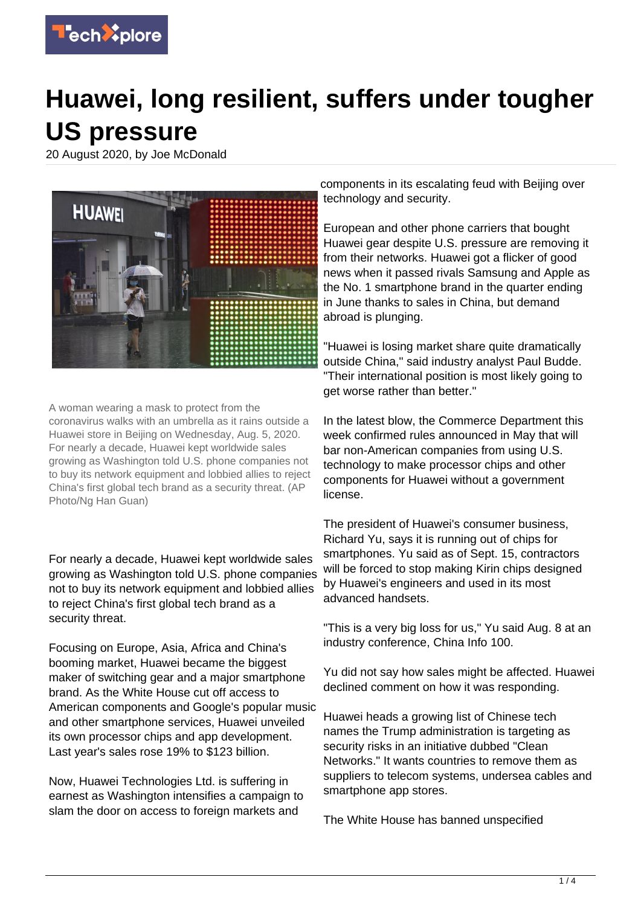# Huawei, long resilient, suffers under tougher US pressure

20 August 2020, by Joe McDonald

A woman wearing a mask to protect from the coronavirus walks with an umbrella as it rains outside a Huawei store in Beijing on Wednesday, Aug. 5, 2020. For nearly a decade, Huawei kept worldwide sales growing as Washington told U.S. phone companies not to buy its network equipment and lobbied allies to reject China's first global tech brand as a security threat. (AP Photo/Ng Han Guan)

For nearly a decade, Huawei kept worldwide sales growing as Washington told U.S. phone companies not to buy its network equipment and lobbied allies to reject China's first global tech brand as a security threat.

Focusing on Europe, Asia, Africa and China's booming market, Huawei became the biggest maker of switching gear and a major smartphone brand. As the White House cut off access to American components and Google's popular music and other smartphone services, Huawei unveiled its own processor chips and app development. Last year's sales rose 19% to $123 billion.

Now, Huawei Technologies Ltd. is suffering in earnest as Washington intensifies a campaign to slam the door on access to foreign markets and components in its escalating feud with Beijing over technology and security.

European and other phone carriers that bought Huawei gear despite U.S. pressure are removing it from their networks. Huawei got a flicker of good news when it passed rivals Samsung and Apple as the No. 1 smartphone brand in the quarter ending in June thanks to sales in China, but demand abroad is plunging.

"Huawei is losing market share quite dramatically outside China," said industry analyst Paul Budde. "Their international position is most likely going to get worse rather than better."

In the latest blow, the Commerce Department this week confirmed rules announced in May that will bar non-American companies from using U.S. technology to make processor chips and other components for Huawei without a government license.

The president of Huawei's consumer business, Richard Yu, says it is running out of chips for smartphones. Yu said as of Sept. 15, contractors will be forced to stop making Kirin chips designed by Huawei's engineers and used in its most advanced handsets.

"This is a very big loss for us," Yu said Aug. 8 at an industry conference, China Info 100.

Yu did not say how sales might be affected. Huawei declined comment on how it was responding.

Huawei heads a growing list of Chinese tech names the Trump administration is targeting as security risks in an initiative dubbed "Clean Networks." It wants countries to remove them as suppliers to telecom systems, undersea cables and smartphone app stores.

The White House has banned unspecified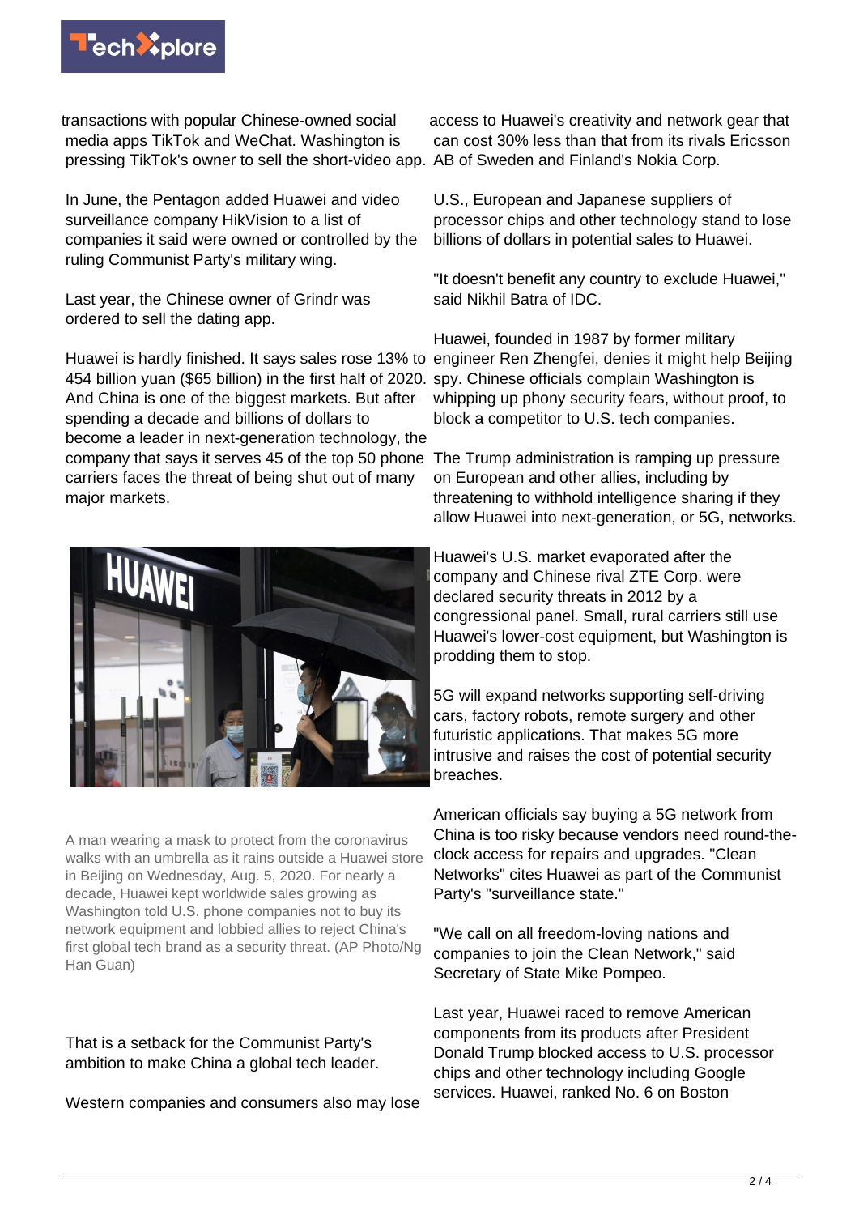transactions with popular Chinese-owned social media apps TikTok and WeChat. Washington is pressing TikTok's owner to sell the short-video app.

In June, the Pentagon added Huawei and video surveillance company HikVision to a list of companies it said were owned or controlled by the ruling Communist Party's military wing.

Last year, the Chinese owner of Grindr was ordered to sell the dating app.

Huawei is hardly finished. It says sales rose 13% to 454 billion yuan ($65 billion) in the first half of 2020. And China is one of the biggest markets. But after spending a decade and billions of dollars to become a leader in next-generation technology, the company that says it serves 45 of the top 50 phone carriers faces the threat of being shut out of many major markets.

A man wearing a mask to protect from the coronavirus walks with an umbrella as it rains outside a Huawei store in Beijing on Wednesday, Aug. 5, 2020. For nearly a decade, Huawei kept worldwide sales growing as Washington told U.S. phone companies not to buy its network equipment and lobbied allies to reject China's first global tech brand as a security threat. (AP Photo/Ng Han Guan)

That is a setback for the Communist Party's ambition to make China a global tech leader.

Western companies and consumers also may lose access to Huawei's creativity and network gear that can cost 30% less than that from its rivals Ericsson AB of Sweden and Finland's Nokia Corp.

U.S., European and Japanese suppliers of processor chips and other technology stand to lose billions of dollars in potential sales to Huawei.

"It doesn't benefit any country to exclude Huawei," said Nikhil Batra of IDC.

Huawei, founded in 1987 by former military engineer Ren Zhengfei, denies it might help Beijing spy. Chinese officials complain Washington is whipping up phony security fears, without proof, to block a competitor to U.S. tech companies.

The Trump administration is ramping up pressure on European and other allies, including by threatening to withhold intelligence sharing if they allow Huawei into next-generation, or 5G, networks.

Huawei's U.S. market evaporated after the company and Chinese rival ZTE Corp. were declared security threats in 2012 by a congressional panel. Small, rural carriers still use Huawei's lower-cost equipment, but Washington is prodding them to stop.

5G will expand networks supporting self-driving cars, factory robots, remote surgery and other futuristic applications. That makes 5G more intrusive and raises the cost of potential security breaches.

American officials say buying a 5G network from China is too risky because vendors need round-the-clock access for repairs and upgrades. "Clean Networks" cites Huawei as part of the Communist Party's "surveillance state."

"We call on all freedom-loving nations and companies to join the Clean Network," said Secretary of State Mike Pompeo.

Last year, Huawei raced to remove American components from its products after President Donald Trump blocked access to U.S. processor chips and other technology including Google services. Huawei, ranked No. 6 on Boston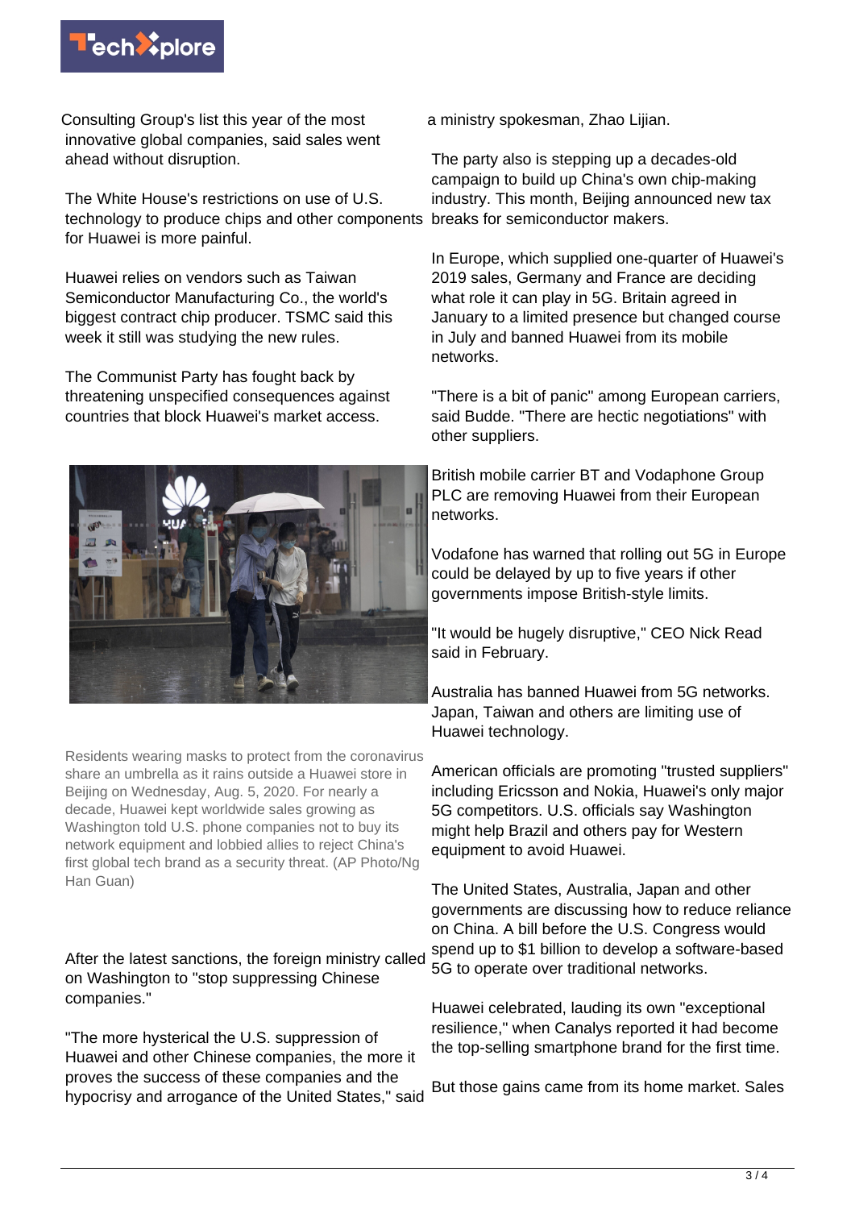Consulting Group's list this year of the most innovative global companies, said sales went ahead without disruption.

The White House's restrictions on use of U.S. technology to produce chips and other components for Huawei is more painful.

Huawei relies on vendors such as Taiwan Semiconductor Manufacturing Co., the world's biggest contract chip producer. TSMC said this week it still was studying the new rules.

The Communist Party has fought back by threatening unspecified consequences against countries that block Huawei's market access.

Residents wearing masks to protect from the coronavirus share an umbrella as it rains outside a Huawei store in Beijing on Wednesday, Aug. 5, 2020. For nearly a decade, Huawei kept worldwide sales growing as Washington told U.S. phone companies not to buy its network equipment and lobbied allies to reject China's first global tech brand as a security threat. (AP Photo/Ng Han Guan)

After the latest sanctions, the foreign ministry called on Washington to "stop suppressing Chinese companies."

"The more hysterical the U.S. suppression of Huawei and other Chinese companies, the more it proves the success of these companies and the hypocrisy and arrogance of the United States," said a ministry spokesman, Zhao Lijian.

The party also is stepping up a decades-old campaign to build up China's own chip-making industry. This month, Beijing announced new tax breaks for semiconductor makers.

In Europe, which supplied one-quarter of Huawei's 2019 sales, Germany and France are deciding what role it can play in 5G. Britain agreed in January to a limited presence but changed course in July and banned Huawei from its mobile networks.

"There is a bit of panic" among European carriers, said Budde. "There are hectic negotiations" with other suppliers.

British mobile carrier BT and Vodaphone Group PLC are removing Huawei from their European networks.

Vodafone has warned that rolling out 5G in Europe could be delayed by up to five years if other governments impose British-style limits.

"It would be hugely disruptive," CEO Nick Read said in February.

Australia has banned Huawei from 5G networks. Japan, Taiwan and others are limiting use of Huawei technology.

American officials are promoting "trusted suppliers" including Ericsson and Nokia, Huawei's only major 5G competitors. U.S. officials say Washington might help Brazil and others pay for Western equipment to avoid Huawei.

The United States, Australia, Japan and other governments are discussing how to reduce reliance on China. A bill before the U.S. Congress would spend up to $1 billion to develop a software-based 5G to operate over traditional networks.

Huawei celebrated, lauding its own "exceptional resilience," when Canalys reported it had become the top-selling smartphone brand for the first time.

But those gains came from its home market. Sales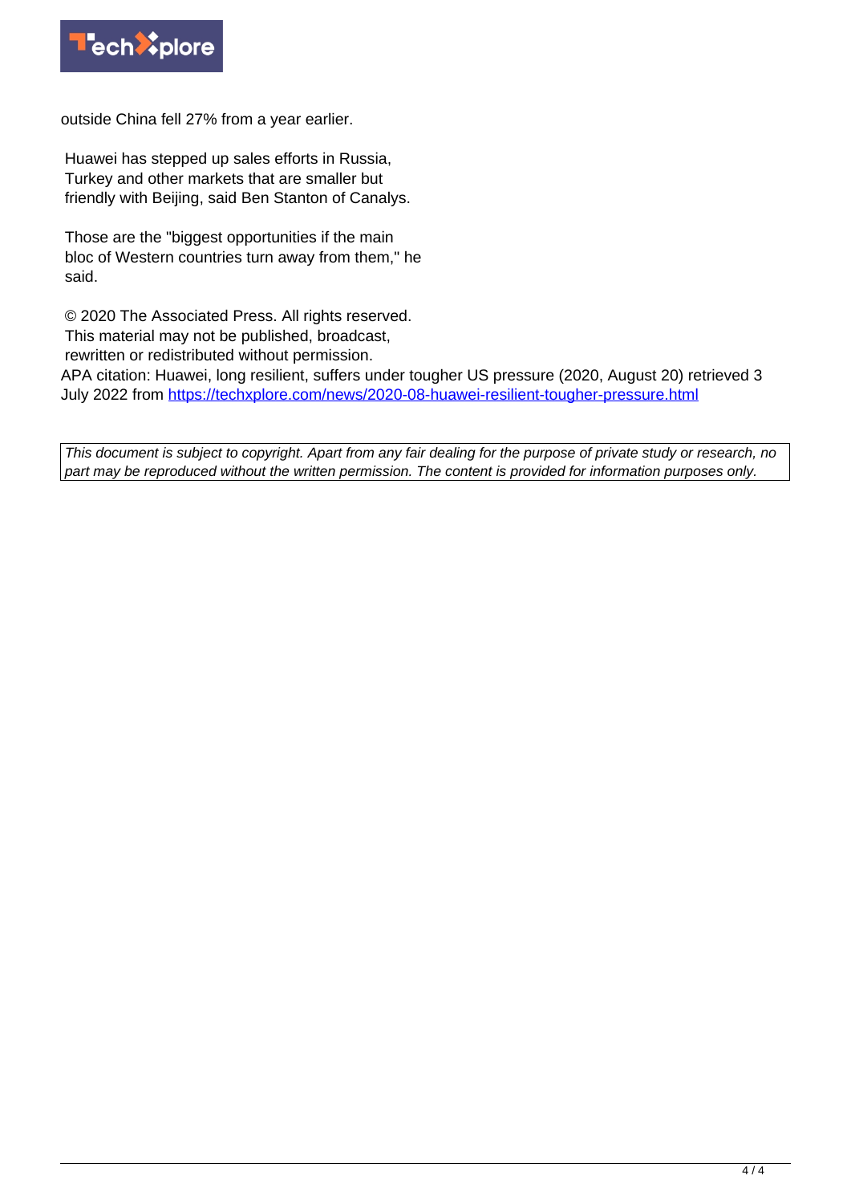outside China fell 27% from a year earlier.

Huawei has stepped up sales efforts in Russia, Turkey and other markets that are smaller but friendly with Beijing, said Ben Stanton of Canalys.

Those are the "biggest opportunities if the main bloc of Western countries turn away from them," he said.

© 2020 The Associated Press. All rights reserved. This material may not be published, broadcast, rewritten or redistributed without permission.

APA citation: Huawei, long resilient, suffers under tougher US pressure (2020, August 20) retrieved 3 July 2022 from https://techxplore.com/news/2020-08-huawei-resilient-tougher-pressure.html

*This document is subject to copyright. Apart from any fair dealing for the purpose of private study or research, no part may be reproduced without the written permission. The content is provided for information purposes only.*